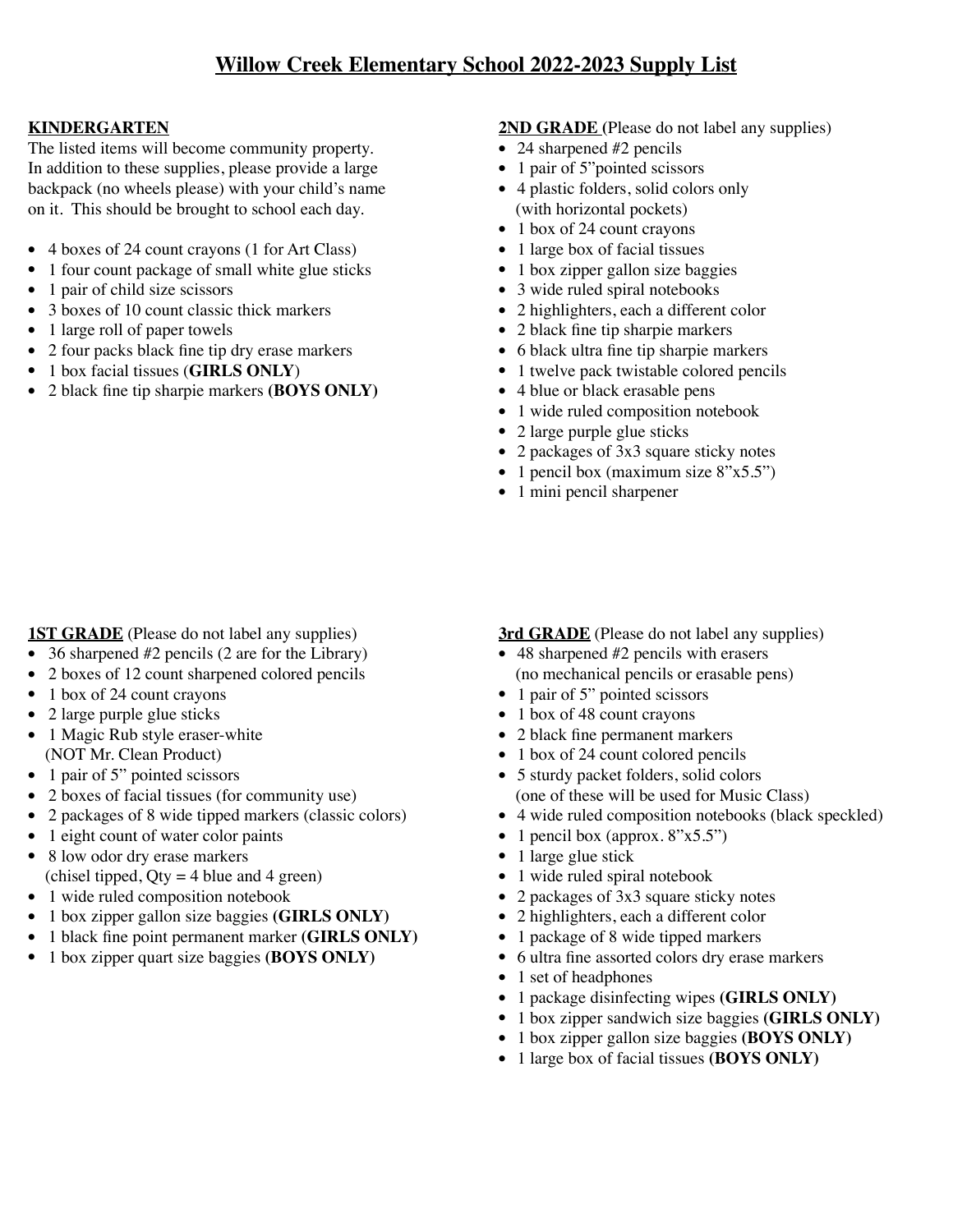# Willow Creek Elementary School 2022-2023 Supply List

## KINDERGARTEN

The listed items will become community property. In addition to these supplies, please provide a large backpack (no wheels please) with your child's name on it. This should be brought to school each day.

- 4 boxes of 24 count crayons (1 for Art Class)
- 1 four count package of small white glue sticks
- 1 pair of child size scissors
- 3 boxes of 10 count classic thick markers
- 1 large roll of paper towels
- 2 four packs black fine tip dry erase markers
- 1 box facial tissues (**GIRLS ONLY**)
- 2 black fine tip sharpie markers **(BOYS ONLY)**

## 1ST GRADE (Please do not label any supplies)

- 36 sharpened #2 pencils (2 are for the Library)
- 2 boxes of 12 count sharpened colored pencils
- 1 box of 24 count crayons
- 2 large purple glue sticks
- 1 Magic Rub style eraser-white (NOT Mr. Clean Product)
- 1 pair of 5" pointed scissors
- 2 boxes of facial tissues (for community use)
- 2 packages of 8 wide tipped markers (classic colors)
- 1 eight count of water color paints
- 8 low odor dry erase markers (chisel tipped, Qty = 4 blue and 4 green)
- 1 wide ruled composition notebook
- 1 box zipper gallon size baggies **(GIRLS ONLY)**
- 1 black fine point permanent marker **(GIRLS ONLY)**
- 1 box zipper quart size baggies **(BOYS ONLY)**

## 2ND GRADE (Please do not label any supplies)

- 24 sharpened #2 pencils
- 1 pair of 5"pointed scissors
- 4 plastic folders, solid colors only (with horizontal pockets)
- 1 box of 24 count crayons
- 1 large box of facial tissues
- 1 box zipper gallon size baggies
- 3 wide ruled spiral notebooks
- 2 highlighters, each a different color
- 2 black fine tip sharpie markers
- 6 black ultra fine tip sharpie markers
- 1 twelve pack twistable colored pencils
- 4 blue or black erasable pens
- 1 wide ruled composition notebook
- 2 large purple glue sticks
- 2 packages of 3x3 square sticky notes
- 1 pencil box (maximum size 8"x5.5")
- 1 mini pencil sharpener

## 3rd GRADE (Please do not label any supplies)

- 48 sharpened #2 pencils with erasers (no mechanical pencils or erasable pens)
- 1 pair of 5" pointed scissors
- 1 box of 48 count crayons
- 2 black fine permanent markers
- 1 box of 24 count colored pencils
- 5 sturdy packet folders, solid colors (one of these will be used for Music Class)
- 4 wide ruled composition notebooks (black speckled)
- 1 pencil box (approx. 8"x5.5")
- 1 large glue stick
- 1 wide ruled spiral notebook
- 2 packages of 3x3 square sticky notes
- 2 highlighters, each a different color
- 1 package of 8 wide tipped markers
- 6 ultra fine assorted colors dry erase markers
- 1 set of headphones
- 1 package disinfecting wipes **(GIRLS ONLY)**
- 1 box zipper sandwich size baggies **(GIRLS ONLY)**
- 1 box zipper gallon size baggies **(BOYS ONLY)**
- 1 large box of facial tissues **(BOYS ONLY)**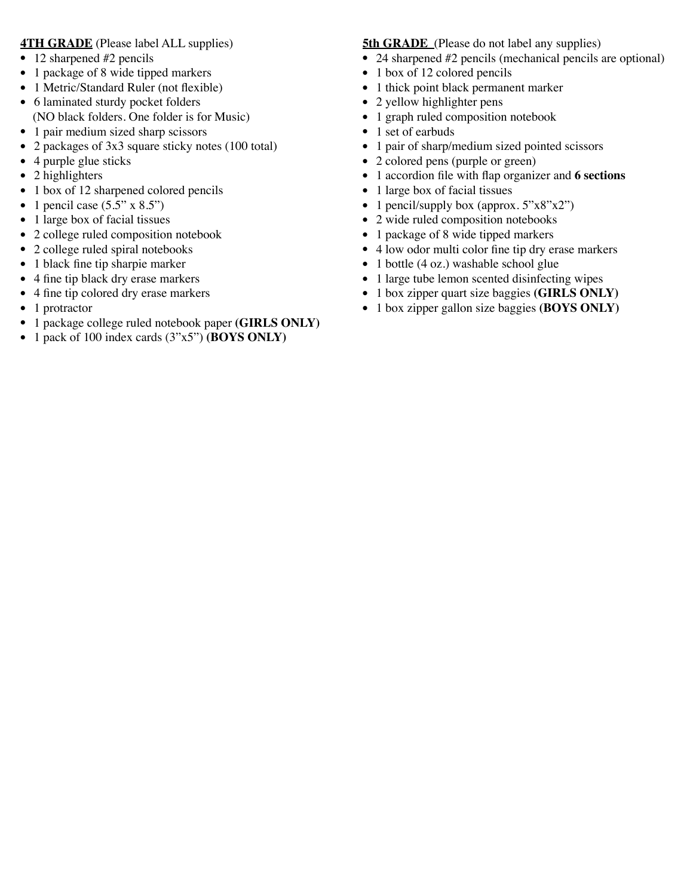**4TH GRADE** (Please label ALL supplies)

- 12 sharpened #2 pencils
- 1 package of 8 wide tipped markers
- 1 Metric/Standard Ruler (not flexible)
- 6 laminated sturdy pocket folders
  (NO black folders. One folder is for Music)
- 1 pair medium sized sharp scissors
- 2 packages of 3x3 square sticky notes (100 total)
- 4 purple glue sticks
- 2 highlighters
- 1 box of 12 sharpened colored pencils
- 1 pencil case (5.5" x 8.5")
- 1 large box of facial tissues
- 2 college ruled composition notebook
- 2 college ruled spiral notebooks
- 1 black fine tip sharpie marker
- 4 fine tip black dry erase markers
- 4 fine tip colored dry erase markers
- 1 protractor
- 1 package college ruled notebook paper **(GIRLS ONLY)**
- 1 pack of 100 index cards (3"x5") **(BOYS ONLY)**

**5th GRADE** (Please do not label any supplies)

- 24 sharpened #2 pencils (mechanical pencils are optional)
- 1 box of 12 colored pencils
- 1 thick point black permanent marker
- 2 yellow highlighter pens
- 1 graph ruled composition notebook
- 1 set of earbuds
- 1 pair of sharp/medium sized pointed scissors
- 2 colored pens (purple or green)
- 1 accordion file with flap organizer and **6 sections**
- 1 large box of facial tissues
- 1 pencil/supply box (approx. 5"x8"x2")
- 2 wide ruled composition notebooks
- 1 package of 8 wide tipped markers
- 4 low odor multi color fine tip dry erase markers
- 1 bottle (4 oz.) washable school glue
- 1 large tube lemon scented disinfecting wipes
- 1 box zipper quart size baggies **(GIRLS ONLY)**
- 1 box zipper gallon size baggies **(BOYS ONLY)**